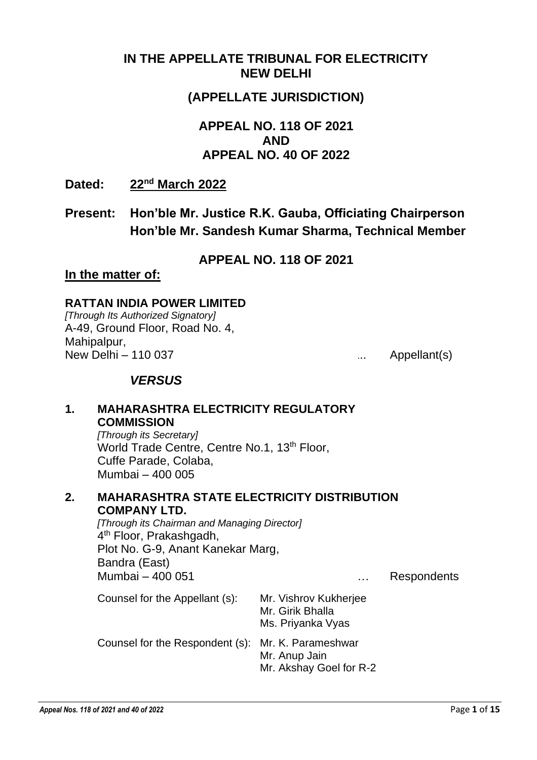# IN THE APPELLATE TRIBUNAL FOR ELECTRICITY NEW DELHI

## (APPELLATE JURISDICTION)

## APPEAL NO. 118 OF 2021 AND APPEAL NO. 40 OF 2022

**Dated: 22nd March 2022**

**Present: Hon'ble Mr. Justice R.K. Gauba, Officiating Chairperson**
**Hon'ble Mr. Sandesh Kumar Sharma, Technical Member**

## APPEAL NO. 118 OF 2021

**In the matter of:**

**RATTAN INDIA POWER LIMITED**
*[Through Its Authorized Signatory]*
A-49, Ground Floor, Road No. 4,
Mahipalpur,
New Delhi – 110 037 ... Appellant(s)

***VERSUS***

**1. MAHARASHTRA ELECTRICITY REGULATORY COMMISSION**
*[Through its Secretary]*
World Trade Centre, Centre No.1, 13th Floor,
Cuffe Parade, Colaba,
Mumbai – 400 005

**2. MAHARASHTRA STATE ELECTRICITY DISTRIBUTION COMPANY LTD.**
*[Through its Chairman and Managing Director]*
4th Floor, Prakashgadh,
Plot No. G-9, Anant Kanekar Marg,
Bandra (East)
Mumbai – 400 051 … Respondents

Counsel for the Appellant (s): Mr. Vishrov Kukherjee
Mr. Girik Bhalla
Ms. Priyanka Vyas

Counsel for the Respondent (s): Mr. K. Parameshwar
Mr. Anup Jain
Mr. Akshay Goel for R-2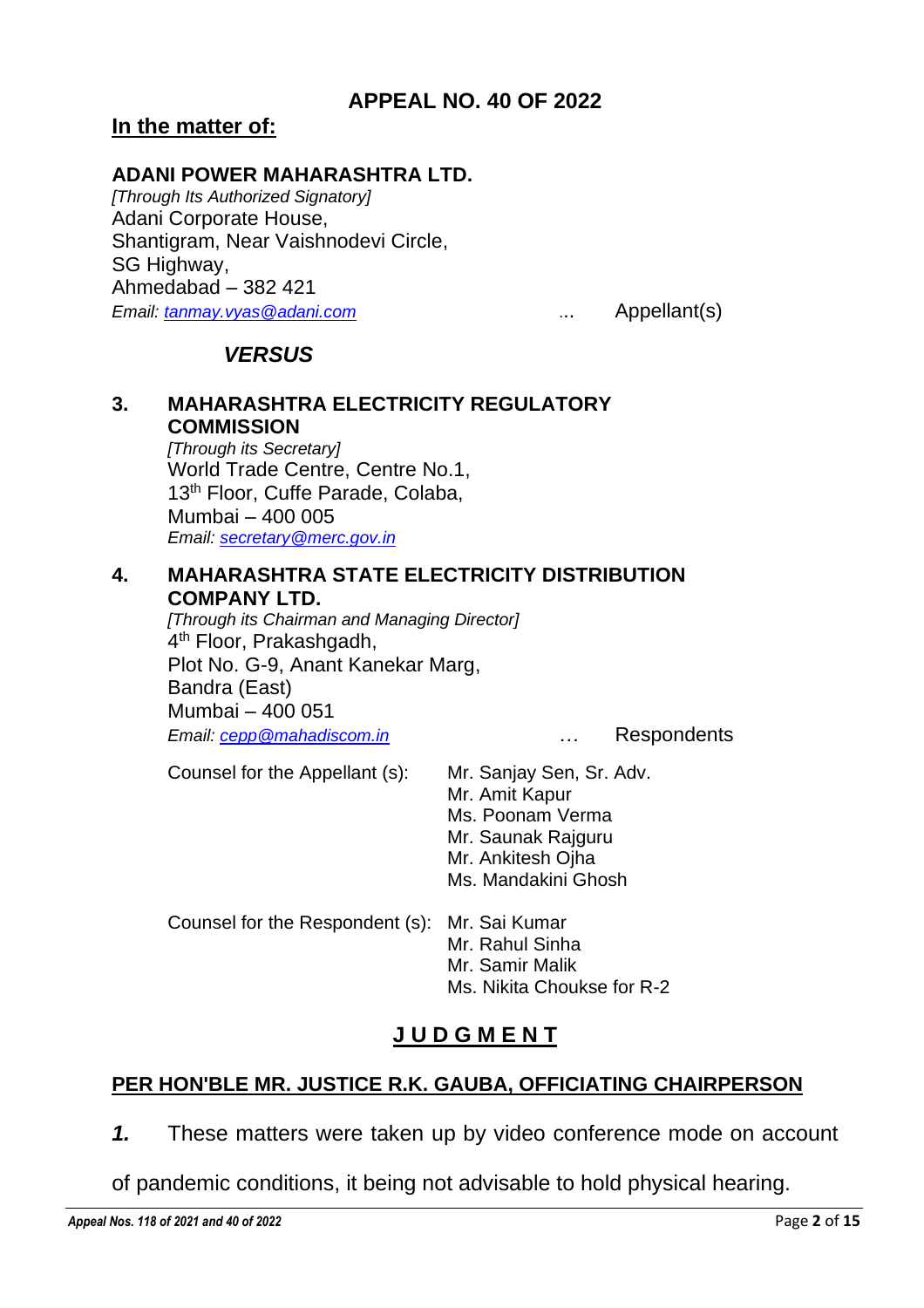## APPEAL NO. 40 OF 2022

**In the matter of:**

**ADANI POWER MAHARASHTRA LTD.**
*[Through Its Authorized Signatory]*
Adani Corporate House,
Shantigram, Near Vaishnodevi Circle,
SG Highway,
Ahmedabad – 382 421
*Email: tanmay.vyas@adani.com* ... Appellant(s)

***VERSUS***

**3. MAHARASHTRA ELECTRICITY REGULATORY COMMISSION**
*[Through its Secretary]*
World Trade Centre, Centre No.1,
13th Floor, Cuffe Parade, Colaba,
Mumbai – 400 005
*Email: secretary@merc.gov.in*

**4. MAHARASHTRA STATE ELECTRICITY DISTRIBUTION COMPANY LTD.**
*[Through its Chairman and Managing Director]*
4th Floor, Prakashgadh,
Plot No. G-9, Anant Kanekar Marg,
Bandra (East)
Mumbai – 400 051
*Email: cepp@mahadiscom.in* … Respondents

Counsel for the Appellant (s): Mr. Sanjay Sen, Sr. Adv.
Mr. Amit Kapur
Ms. Poonam Verma
Mr. Saunak Rajguru
Mr. Ankitesh Ojha
Ms. Mandakini Ghosh

Counsel for the Respondent (s): Mr. Sai Kumar
Mr. Rahul Sinha
Mr. Samir Malik
Ms. Nikita Choukse for R-2

## J U D G M E N T

**PER HON'BLE MR. JUSTICE R.K. GAUBA, OFFICIATING CHAIRPERSON**

***1.*** These matters were taken up by video conference mode on account of pandemic conditions, it being not advisable to hold physical hearing.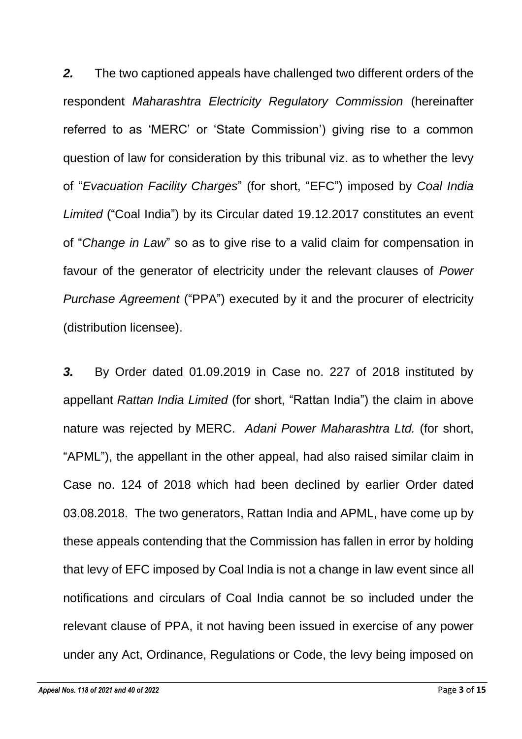***2.*** The two captioned appeals have challenged two different orders of the respondent *Maharashtra Electricity Regulatory Commission* (hereinafter referred to as 'MERC' or 'State Commission') giving rise to a common question of law for consideration by this tribunal viz. as to whether the levy of "*Evacuation Facility Charges*" (for short, "EFC") imposed by *Coal India Limited* ("Coal India") by its Circular dated 19.12.2017 constitutes an event of "*Change in Law*" so as to give rise to a valid claim for compensation in favour of the generator of electricity under the relevant clauses of *Power Purchase Agreement* ("PPA") executed by it and the procurer of electricity (distribution licensee).

***3.*** By Order dated 01.09.2019 in Case no. 227 of 2018 instituted by appellant *Rattan India Limited* (for short, "Rattan India") the claim in above nature was rejected by MERC. *Adani Power Maharashtra Ltd.* (for short, "APML"), the appellant in the other appeal, had also raised similar claim in Case no. 124 of 2018 which had been declined by earlier Order dated 03.08.2018. The two generators, Rattan India and APML, have come up by these appeals contending that the Commission has fallen in error by holding that levy of EFC imposed by Coal India is not a change in law event since all notifications and circulars of Coal India cannot be so included under the relevant clause of PPA, it not having been issued in exercise of any power under any Act, Ordinance, Regulations or Code, the levy being imposed on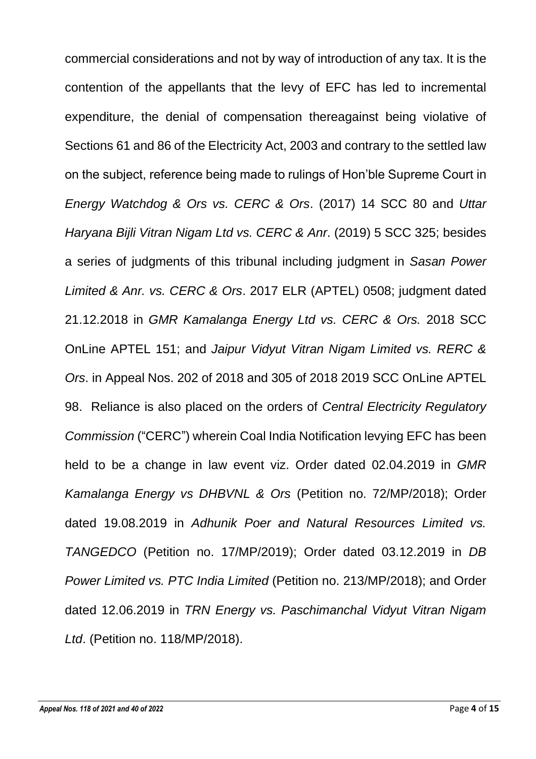commercial considerations and not by way of introduction of any tax. It is the contention of the appellants that the levy of EFC has led to incremental expenditure, the denial of compensation thereagainst being violative of Sections 61 and 86 of the Electricity Act, 2003 and contrary to the settled law on the subject, reference being made to rulings of Hon'ble Supreme Court in *Energy Watchdog & Ors vs. CERC & Ors*. (2017) 14 SCC 80 and *Uttar Haryana Bijli Vitran Nigam Ltd vs. CERC & Anr*. (2019) 5 SCC 325; besides a series of judgments of this tribunal including judgment in *Sasan Power Limited & Anr. vs. CERC & Ors*. 2017 ELR (APTEL) 0508; judgment dated 21.12.2018 in *GMR Kamalanga Energy Ltd vs. CERC & Ors.* 2018 SCC OnLine APTEL 151; and *Jaipur Vidyut Vitran Nigam Limited vs. RERC & Ors*. in Appeal Nos. 202 of 2018 and 305 of 2018 2019 SCC OnLine APTEL 98. Reliance is also placed on the orders of *Central Electricity Regulatory Commission* ("CERC") wherein Coal India Notification levying EFC has been held to be a change in law event viz. Order dated 02.04.2019 in *GMR Kamalanga Energy vs DHBVNL & Ors* (Petition no. 72/MP/2018); Order dated 19.08.2019 in *Adhunik Poer and Natural Resources Limited vs. TANGEDCO* (Petition no. 17/MP/2019); Order dated 03.12.2019 in *DB Power Limited vs. PTC India Limited* (Petition no. 213/MP/2018); and Order dated 12.06.2019 in *TRN Energy vs. Paschimanchal Vidyut Vitran Nigam Ltd*. (Petition no. 118/MP/2018).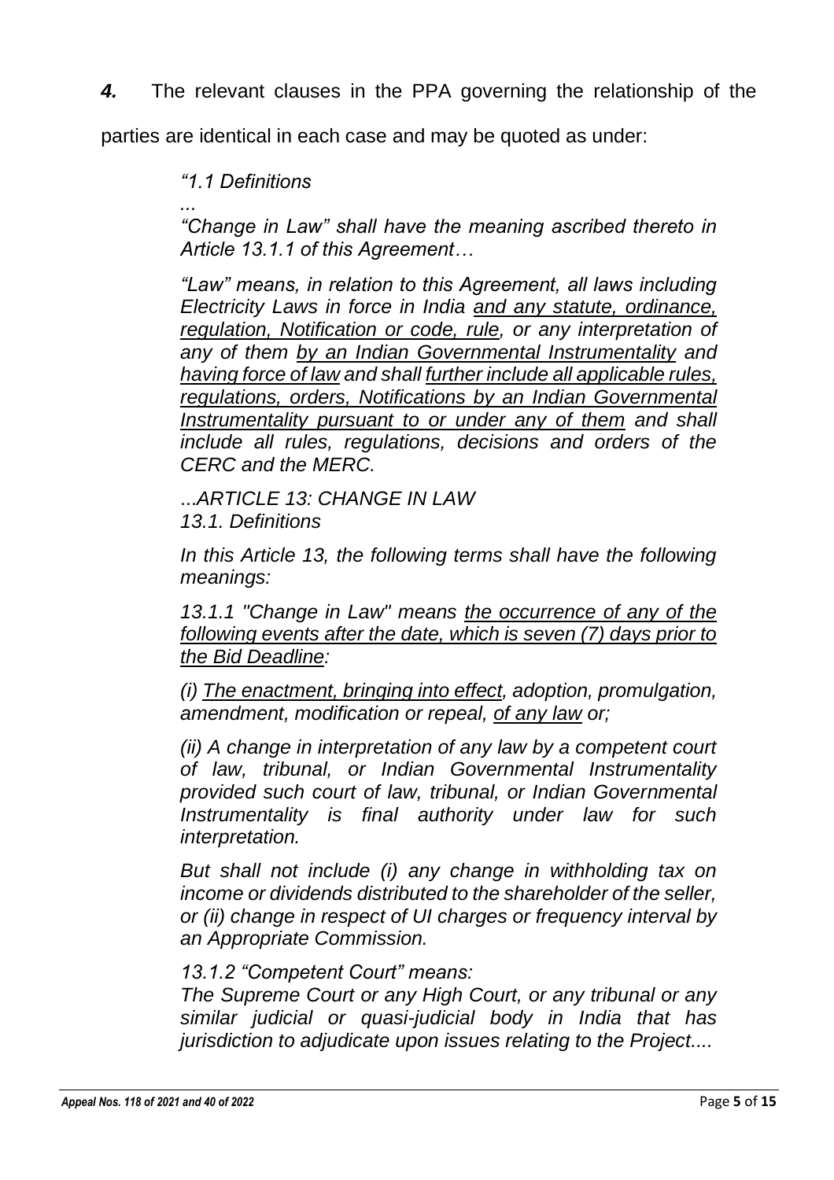***4.*** The relevant clauses in the PPA governing the relationship of the parties are identical in each case and may be quoted as under:

> *"1.1 Definitions*
>
> *...*
>
> *"Change in Law" shall have the meaning ascribed thereto in Article 13.1.1 of this Agreement…*
>
> *"Law" means, in relation to this Agreement, all laws including Electricity Laws in force in India <u>and any statute, ordinance, regulation, Notification or code, rule</u>, or any interpretation of any of them <u>by an Indian Governmental Instrumentality</u> and <u>having force of law</u> and shall <u>further include all applicable rules, regulations, orders, Notifications by an Indian Governmental Instrumentality pursuant to or under any of them</u> and shall include all rules, regulations, decisions and orders of the CERC and the MERC.*
>
> *...ARTICLE 13: CHANGE IN LAW*
> *13.1. Definitions*
>
> *In this Article 13, the following terms shall have the following meanings:*
>
> *13.1.1 "Change in Law" means <u>the occurrence of any of the following events after the date, which is seven (7) days prior to the Bid Deadline</u>:*
>
> *(i) <u>The enactment, bringing into effect</u>, adoption, promulgation, amendment, modification or repeal, <u>of any law</u> or;*
>
> *(ii) A change in interpretation of any law by a competent court of law, tribunal, or Indian Governmental Instrumentality provided such court of law, tribunal, or Indian Governmental Instrumentality is final authority under law for such interpretation.*
>
> *But shall not include (i) any change in withholding tax on income or dividends distributed to the shareholder of the seller, or (ii) change in respect of UI charges or frequency interval by an Appropriate Commission.*
>
> *13.1.2 "Competent Court" means:*
> *The Supreme Court or any High Court, or any tribunal or any similar judicial or quasi-judicial body in India that has jurisdiction to adjudicate upon issues relating to the Project....*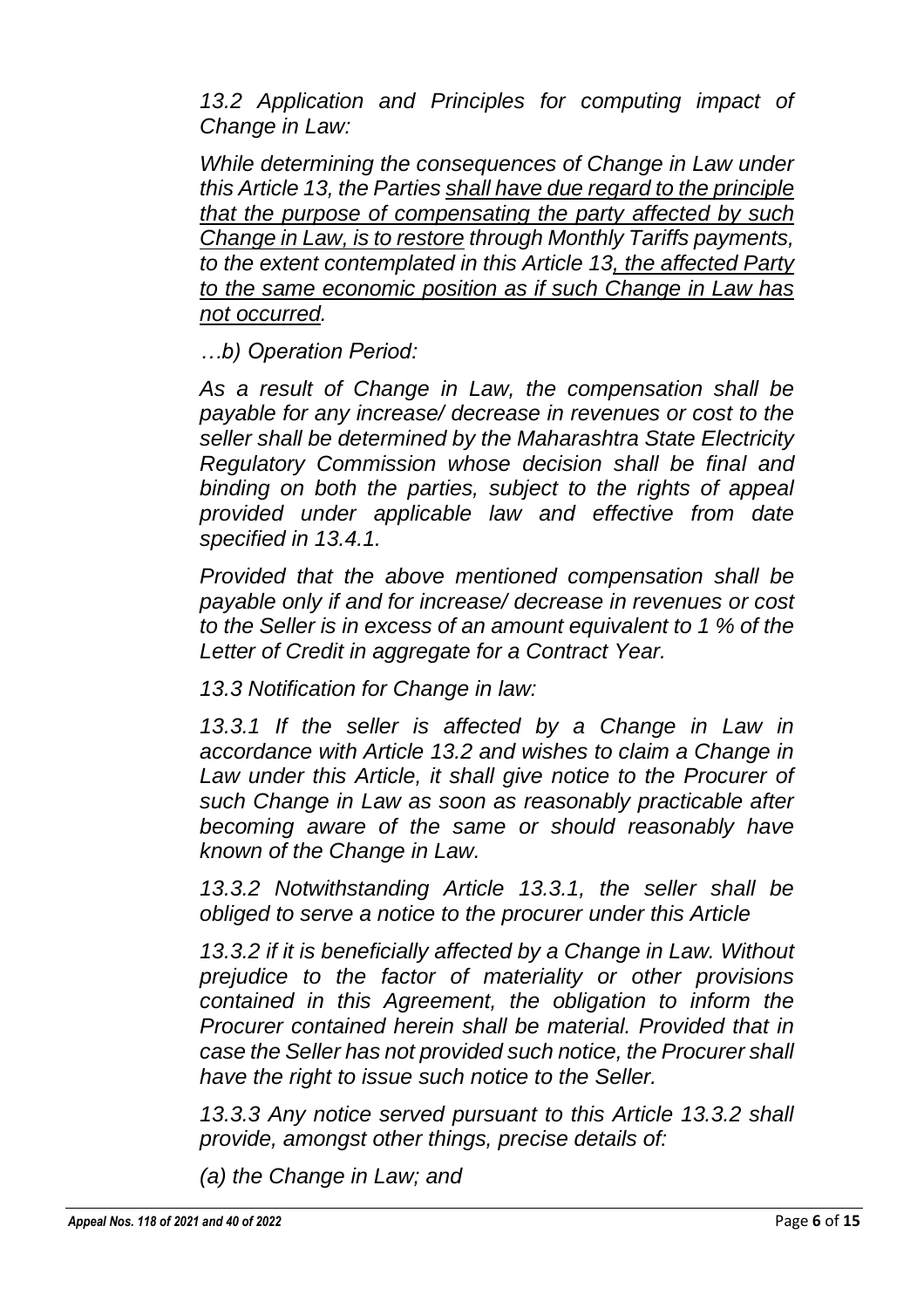*13.2 Application and Principles for computing impact of Change in Law:*

*While determining the consequences of Change in Law under this Article 13, the Parties <u>shall have due regard to the principle that the purpose of compensating the party affected by such Change in Law, is to restore</u> through Monthly Tariffs payments, to the extent contemplated in this Article 13<u>, the affected Party to the same economic position as if such Change in Law has not occurred</u>.*

*…b) Operation Period:*

*As a result of Change in Law, the compensation shall be payable for any increase/ decrease in revenues or cost to the seller shall be determined by the Maharashtra State Electricity Regulatory Commission whose decision shall be final and binding on both the parties, subject to the rights of appeal provided under applicable law and effective from date specified in 13.4.1.*

*Provided that the above mentioned compensation shall be payable only if and for increase/ decrease in revenues or cost to the Seller is in excess of an amount equivalent to 1 % of the Letter of Credit in aggregate for a Contract Year.*

*13.3 Notification for Change in law:*

*13.3.1 If the seller is affected by a Change in Law in accordance with Article 13.2 and wishes to claim a Change in Law under this Article, it shall give notice to the Procurer of such Change in Law as soon as reasonably practicable after becoming aware of the same or should reasonably have known of the Change in Law.*

*13.3.2 Notwithstanding Article 13.3.1, the seller shall be obliged to serve a notice to the procurer under this Article*

*13.3.2 if it is beneficially affected by a Change in Law. Without prejudice to the factor of materiality or other provisions contained in this Agreement, the obligation to inform the Procurer contained herein shall be material. Provided that in case the Seller has not provided such notice, the Procurer shall have the right to issue such notice to the Seller.*

*13.3.3 Any notice served pursuant to this Article 13.3.2 shall provide, amongst other things, precise details of:*

*(a) the Change in Law; and*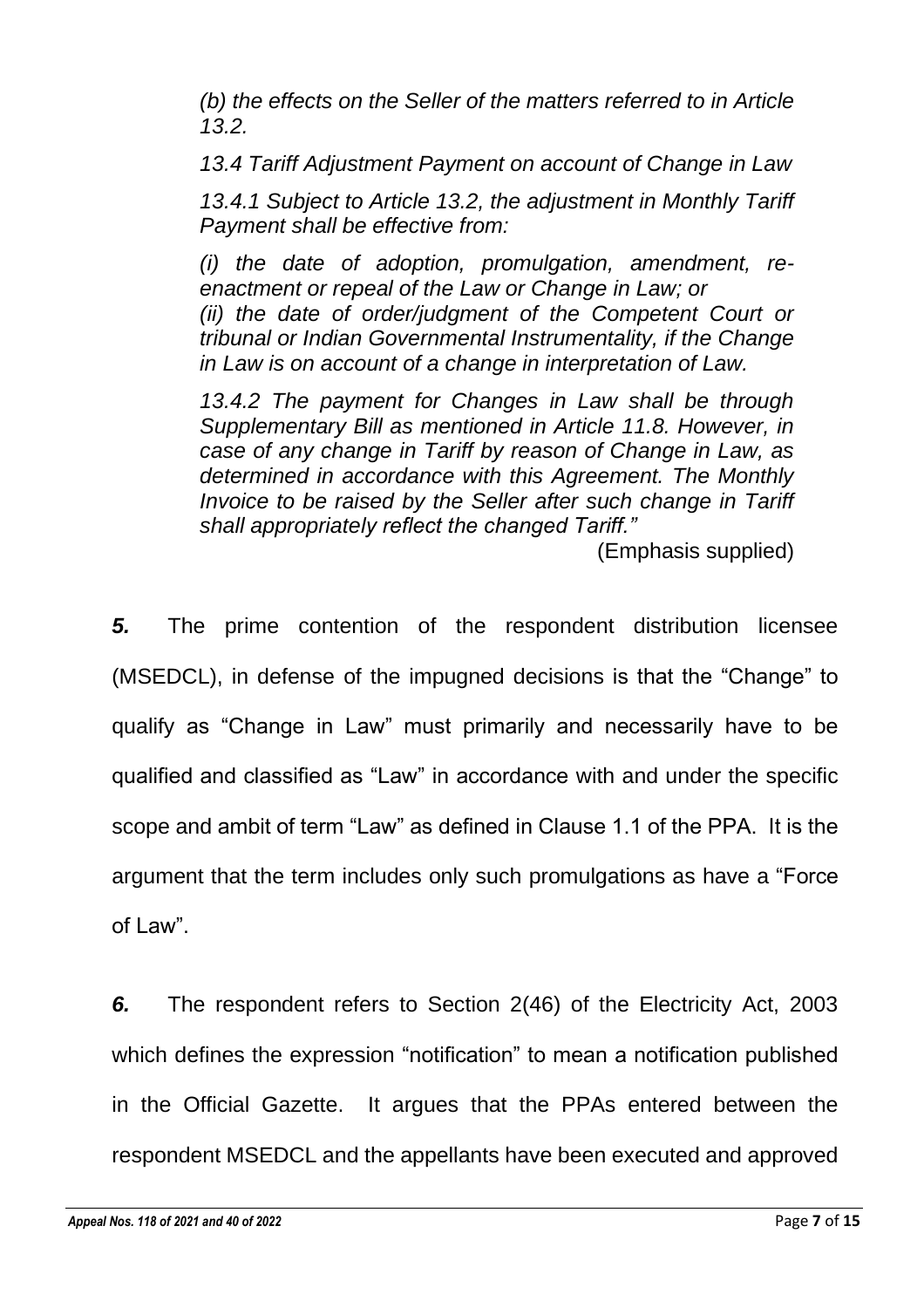*(b) the effects on the Seller of the matters referred to in Article 13.2.*

*13.4 Tariff Adjustment Payment on account of Change in Law*

*13.4.1 Subject to Article 13.2, the adjustment in Monthly Tariff Payment shall be effective from:*

*(i) the date of adoption, promulgation, amendment, re-enactment or repeal of the Law or Change in Law; or*
*(ii) the date of order/judgment of the Competent Court or tribunal or Indian Governmental Instrumentality, if the Change in Law is on account of a change in interpretation of Law.*

*13.4.2 The payment for Changes in Law shall be through Supplementary Bill as mentioned in Article 11.8. However, in case of any change in Tariff by reason of Change in Law, as determined in accordance with this Agreement. The Monthly Invoice to be raised by the Seller after such change in Tariff shall appropriately reflect the changed Tariff."*

(Emphasis supplied)

***5.*** The prime contention of the respondent distribution licensee (MSEDCL), in defense of the impugned decisions is that the "Change" to qualify as "Change in Law" must primarily and necessarily have to be qualified and classified as "Law" in accordance with and under the specific scope and ambit of term "Law" as defined in Clause 1.1 of the PPA. It is the argument that the term includes only such promulgations as have a "Force of Law".

***6.*** The respondent refers to Section 2(46) of the Electricity Act, 2003 which defines the expression "notification" to mean a notification published in the Official Gazette. It argues that the PPAs entered between the respondent MSEDCL and the appellants have been executed and approved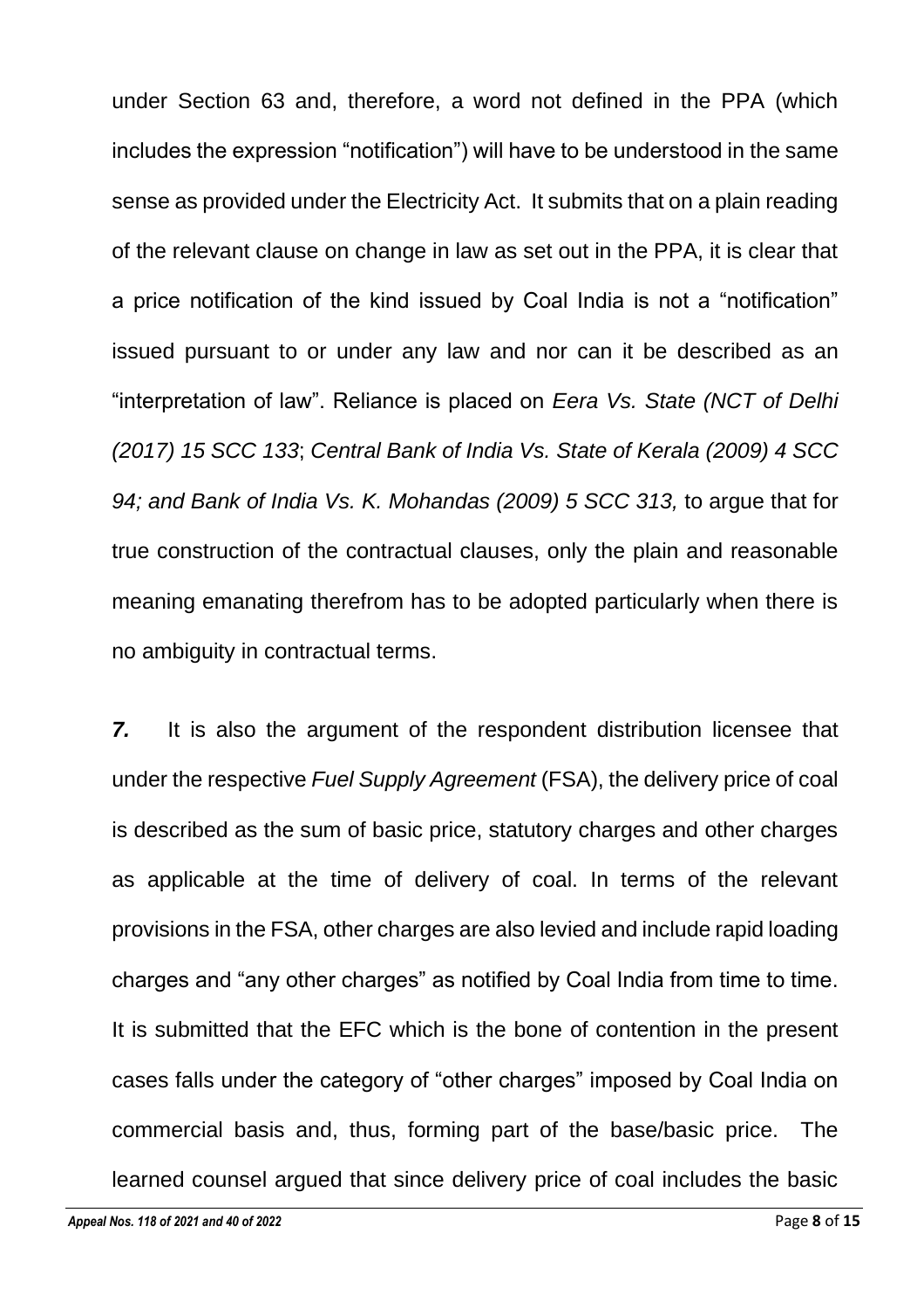under Section 63 and, therefore, a word not defined in the PPA (which includes the expression "notification") will have to be understood in the same sense as provided under the Electricity Act. It submits that on a plain reading of the relevant clause on change in law as set out in the PPA, it is clear that a price notification of the kind issued by Coal India is not a "notification" issued pursuant to or under any law and nor can it be described as an "interpretation of law". Reliance is placed on *Eera Vs. State (NCT of Delhi (2017) 15 SCC 133*; *Central Bank of India Vs. State of Kerala (2009) 4 SCC 94; and Bank of India Vs. K. Mohandas (2009) 5 SCC 313,* to argue that for true construction of the contractual clauses, only the plain and reasonable meaning emanating therefrom has to be adopted particularly when there is no ambiguity in contractual terms.

***7.*** It is also the argument of the respondent distribution licensee that under the respective *Fuel Supply Agreement* (FSA), the delivery price of coal is described as the sum of basic price, statutory charges and other charges as applicable at the time of delivery of coal. In terms of the relevant provisions in the FSA, other charges are also levied and include rapid loading charges and "any other charges" as notified by Coal India from time to time. It is submitted that the EFC which is the bone of contention in the present cases falls under the category of "other charges" imposed by Coal India on commercial basis and, thus, forming part of the base/basic price. The learned counsel argued that since delivery price of coal includes the basic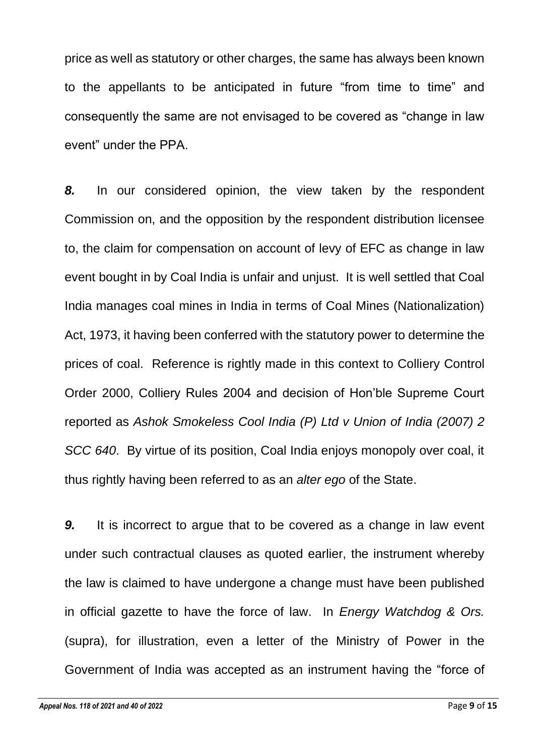price as well as statutory or other charges, the same has always been known to the appellants to be anticipated in future "from time to time" and consequently the same are not envisaged to be covered as "change in law event" under the PPA.

***8.*** In our considered opinion, the view taken by the respondent Commission on, and the opposition by the respondent distribution licensee to, the claim for compensation on account of levy of EFC as change in law event bought in by Coal India is unfair and unjust. It is well settled that Coal India manages coal mines in India in terms of Coal Mines (Nationalization) Act, 1973, it having been conferred with the statutory power to determine the prices of coal. Reference is rightly made in this context to Colliery Control Order 2000, Colliery Rules 2004 and decision of Hon'ble Supreme Court reported as *Ashok Smokeless Cool India (P) Ltd v Union of India (2007) 2 SCC 640*. By virtue of its position, Coal India enjoys monopoly over coal, it thus rightly having been referred to as an *alter ego* of the State.

***9.*** It is incorrect to argue that to be covered as a change in law event under such contractual clauses as quoted earlier, the instrument whereby the law is claimed to have undergone a change must have been published in official gazette to have the force of law. In *Energy Watchdog & Ors.* (supra), for illustration, even a letter of the Ministry of Power in the Government of India was accepted as an instrument having the "force of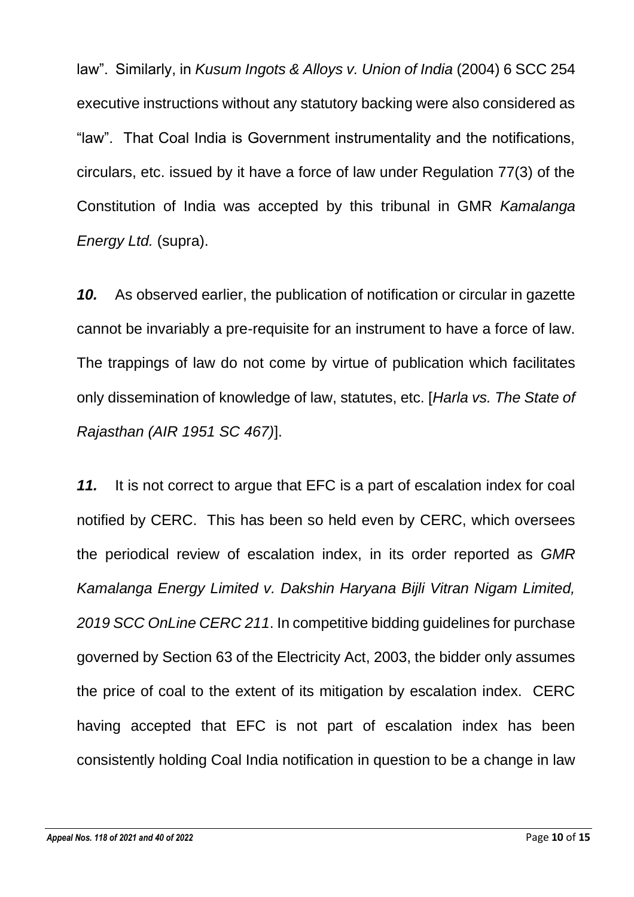law". Similarly, in *Kusum Ingots & Alloys v. Union of India* (2004) 6 SCC 254 executive instructions without any statutory backing were also considered as "law". That Coal India is Government instrumentality and the notifications, circulars, etc. issued by it have a force of law under Regulation 77(3) of the Constitution of India was accepted by this tribunal in GMR *Kamalanga Energy Ltd.* (supra).

***10.*** As observed earlier, the publication of notification or circular in gazette cannot be invariably a pre-requisite for an instrument to have a force of law. The trappings of law do not come by virtue of publication which facilitates only dissemination of knowledge of law, statutes, etc. [*Harla vs. The State of Rajasthan (AIR 1951 SC 467)*].

***11.*** It is not correct to argue that EFC is a part of escalation index for coal notified by CERC. This has been so held even by CERC, which oversees the periodical review of escalation index, in its order reported as *GMR Kamalanga Energy Limited v. Dakshin Haryana Bijli Vitran Nigam Limited, 2019 SCC OnLine CERC 211*. In competitive bidding guidelines for purchase governed by Section 63 of the Electricity Act, 2003, the bidder only assumes the price of coal to the extent of its mitigation by escalation index. CERC having accepted that EFC is not part of escalation index has been consistently holding Coal India notification in question to be a change in law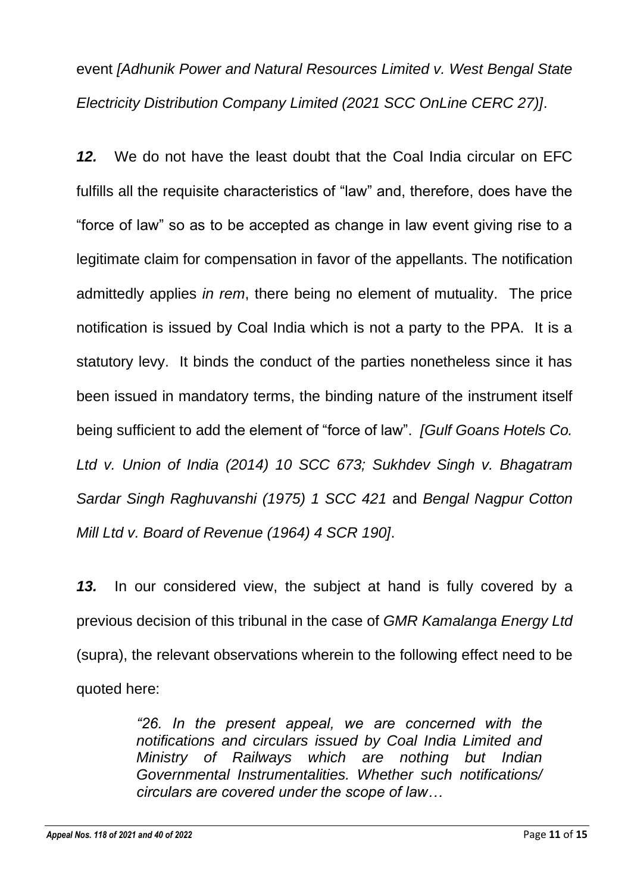event *[Adhunik Power and Natural Resources Limited v. West Bengal State Electricity Distribution Company Limited (2021 SCC OnLine CERC 27)]*.

***12.*** We do not have the least doubt that the Coal India circular on EFC fulfills all the requisite characteristics of "law" and, therefore, does have the "force of law" so as to be accepted as change in law event giving rise to a legitimate claim for compensation in favor of the appellants. The notification admittedly applies *in rem*, there being no element of mutuality. The price notification is issued by Coal India which is not a party to the PPA. It is a statutory levy. It binds the conduct of the parties nonetheless since it has been issued in mandatory terms, the binding nature of the instrument itself being sufficient to add the element of "force of law". *[Gulf Goans Hotels Co. Ltd v. Union of India (2014) 10 SCC 673; Sukhdev Singh v. Bhagatram Sardar Singh Raghuvanshi (1975) 1 SCC 421* and *Bengal Nagpur Cotton Mill Ltd v. Board of Revenue (1964) 4 SCR 190]*.

***13.*** In our considered view, the subject at hand is fully covered by a previous decision of this tribunal in the case of *GMR Kamalanga Energy Ltd* (supra), the relevant observations wherein to the following effect need to be quoted here:

> *"26. In the present appeal, we are concerned with the notifications and circulars issued by Coal India Limited and Ministry of Railways which are nothing but Indian Governmental Instrumentalities. Whether such notifications/ circulars are covered under the scope of law…*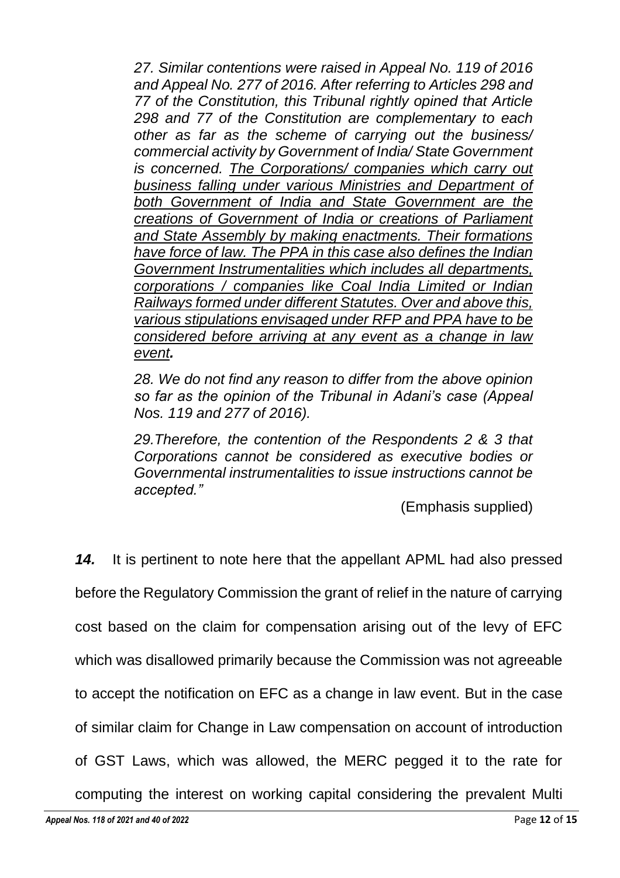*27. Similar contentions were raised in Appeal No. 119 of 2016 and Appeal No. 277 of 2016. After referring to Articles 298 and 77 of the Constitution, this Tribunal rightly opined that Article 298 and 77 of the Constitution are complementary to each other as far as the scheme of carrying out the business/ commercial activity by Government of India/ State Government is concerned. <u>The Corporations/ companies which carry out business falling under various Ministries and Department of both Government of India and State Government are the creations of Government of India or creations of Parliament and State Assembly by making enactments. Their formations have force of law. The PPA in this case also defines the Indian Government Instrumentalities which includes all departments, corporations / companies like Coal India Limited or Indian Railways formed under different Statutes. Over and above this, various stipulations envisaged under RFP and PPA have to be considered before arriving at any event as a change in law event</u>**.***

*28. We do not find any reason to differ from the above opinion so far as the opinion of the Tribunal in Adani's case (Appeal Nos. 119 and 277 of 2016).*

*29.Therefore, the contention of the Respondents 2 & 3 that Corporations cannot be considered as executive bodies or Governmental instrumentalities to issue instructions cannot be accepted."*

(Emphasis supplied)

***14.*** It is pertinent to note here that the appellant APML had also pressed before the Regulatory Commission the grant of relief in the nature of carrying cost based on the claim for compensation arising out of the levy of EFC which was disallowed primarily because the Commission was not agreeable to accept the notification on EFC as a change in law event. But in the case of similar claim for Change in Law compensation on account of introduction of GST Laws, which was allowed, the MERC pegged it to the rate for computing the interest on working capital considering the prevalent Multi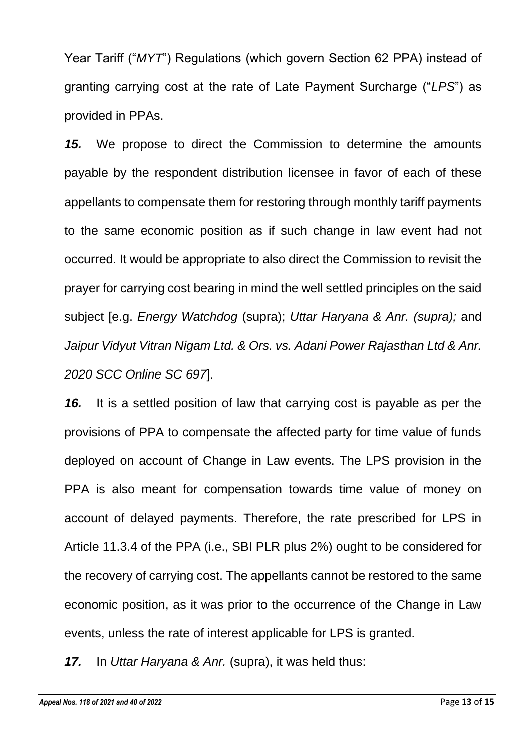Year Tariff ("*MYT*") Regulations (which govern Section 62 PPA) instead of granting carrying cost at the rate of Late Payment Surcharge ("*LPS*") as provided in PPAs.

***15.*** We propose to direct the Commission to determine the amounts payable by the respondent distribution licensee in favor of each of these appellants to compensate them for restoring through monthly tariff payments to the same economic position as if such change in law event had not occurred. It would be appropriate to also direct the Commission to revisit the prayer for carrying cost bearing in mind the well settled principles on the said subject [e.g. *Energy Watchdog* (supra); *Uttar Haryana & Anr. (supra);* and *Jaipur Vidyut Vitran Nigam Ltd. & Ors. vs. Adani Power Rajasthan Ltd & Anr. 2020 SCC Online SC 697*].

***16.*** It is a settled position of law that carrying cost is payable as per the provisions of PPA to compensate the affected party for time value of funds deployed on account of Change in Law events. The LPS provision in the PPA is also meant for compensation towards time value of money on account of delayed payments. Therefore, the rate prescribed for LPS in Article 11.3.4 of the PPA (i.e., SBI PLR plus 2%) ought to be considered for the recovery of carrying cost. The appellants cannot be restored to the same economic position, as it was prior to the occurrence of the Change in Law events, unless the rate of interest applicable for LPS is granted.

***17.*** In *Uttar Haryana & Anr.* (supra), it was held thus: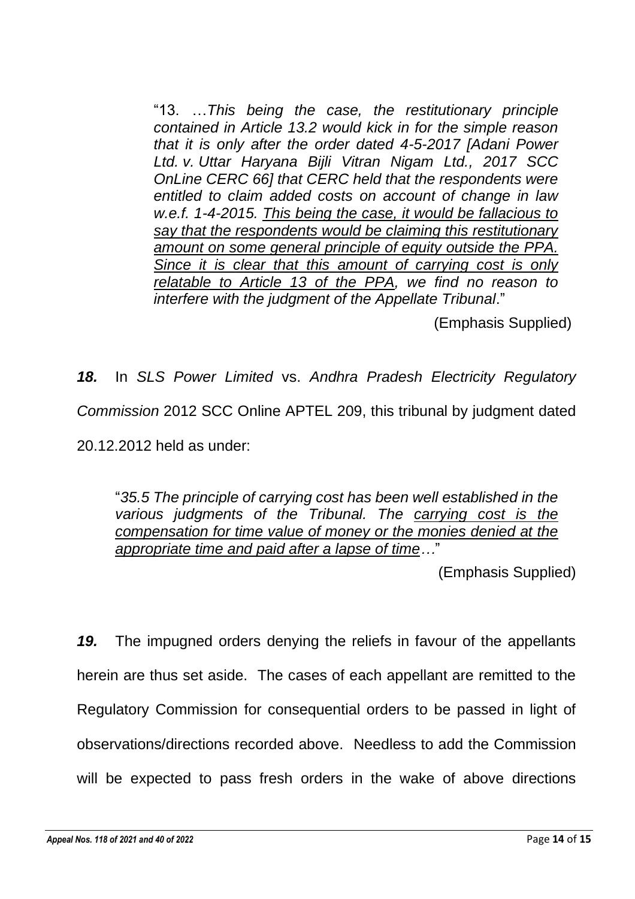> "13. …*This being the case, the restitutionary principle contained in Article 13.2 would kick in for the simple reason that it is only after the order dated 4-5-2017 [Adani Power Ltd. v. Uttar Haryana Bijli Vitran Nigam Ltd., 2017 SCC OnLine CERC 66] that CERC held that the respondents were entitled to claim added costs on account of change in law w.e.f. 1-4-2015. This being the case, it would be fallacious to say that the respondents would be claiming this restitutionary amount on some general principle of equity outside the PPA. Since it is clear that this amount of carrying cost is only relatable to Article 13 of the PPA, we find no reason to interfere with the judgment of the Appellate Tribunal*."
>
> (Emphasis Supplied)

***18.*** In *SLS Power Limited* vs. *Andhra Pradesh Electricity Regulatory Commission* 2012 SCC Online APTEL 209, this tribunal by judgment dated 20.12.2012 held as under:

> "*35.5 The principle of carrying cost has been well established in the various judgments of the Tribunal. The carrying cost is the compensation for time value of money or the monies denied at the appropriate time and paid after a lapse of time…*"
>
> (Emphasis Supplied)

***19.*** The impugned orders denying the reliefs in favour of the appellants herein are thus set aside. The cases of each appellant are remitted to the Regulatory Commission for consequential orders to be passed in light of observations/directions recorded above. Needless to add the Commission will be expected to pass fresh orders in the wake of above directions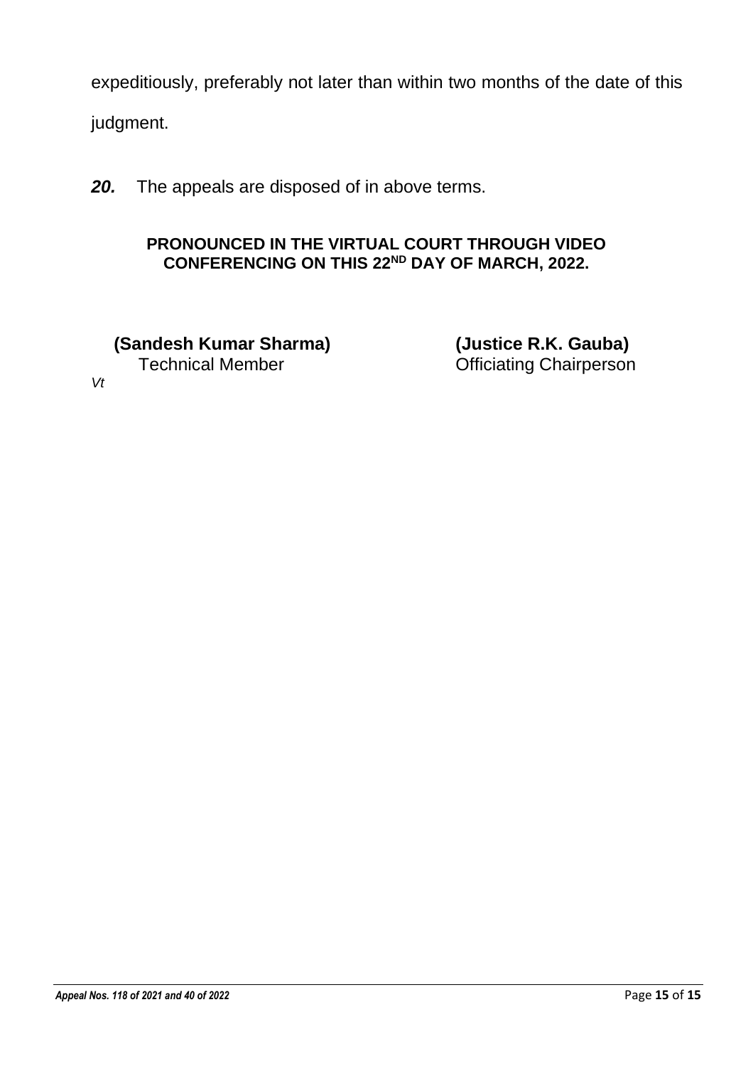expeditiously, preferably not later than within two months of the date of this judgment.

***20.*** The appeals are disposed of in above terms.

**PRONOUNCED IN THE VIRTUAL COURT THROUGH VIDEO CONFERENCING ON THIS 22ND DAY OF MARCH, 2022.**

**(Sandesh Kumar Sharma)**
Technical Member

**(Justice R.K. Gauba)**
Officiating Chairperson

*Vt*